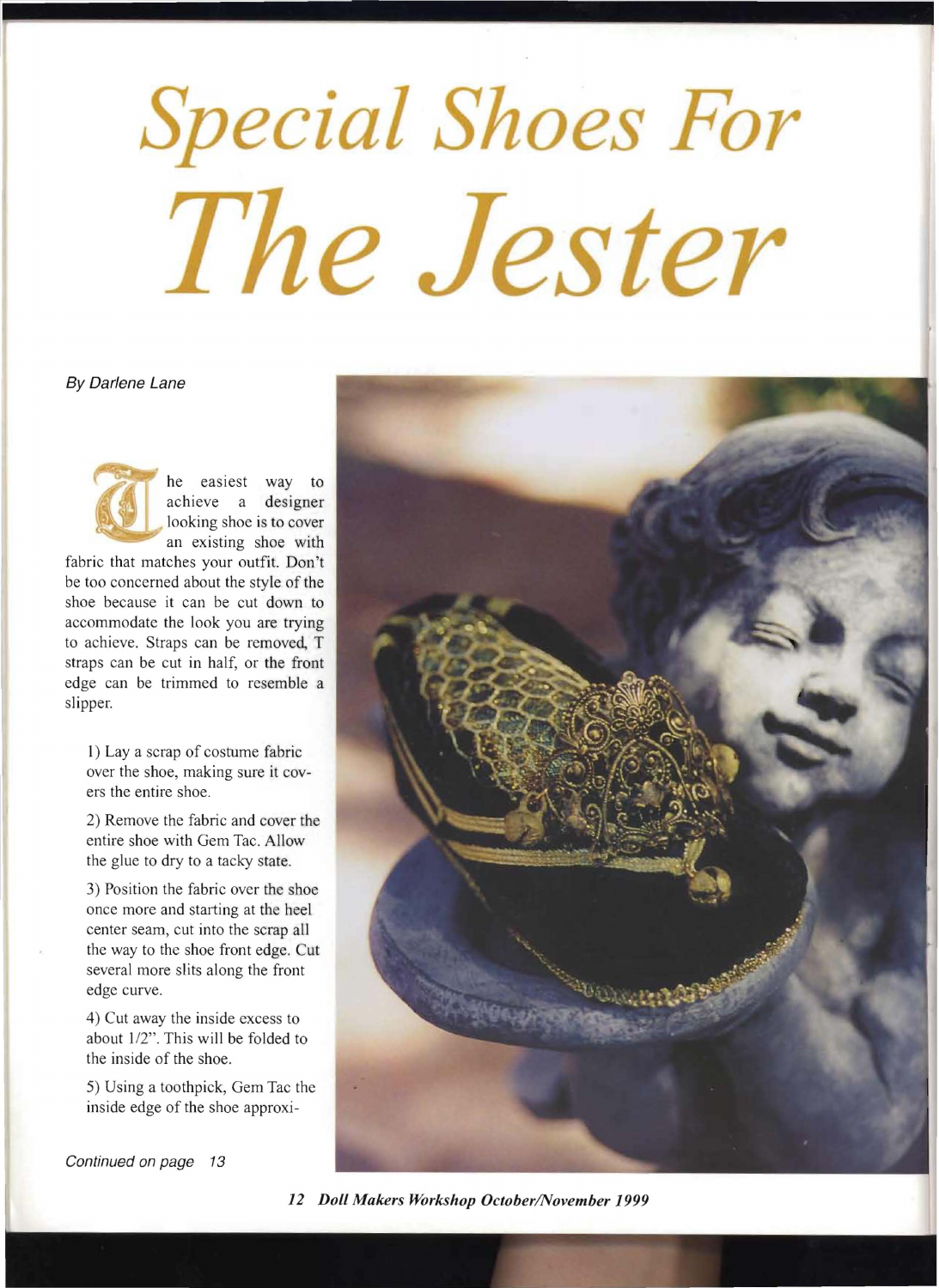# Special Shoes For The Jester

*By Darlene Lane*

The easiest way to achieve a designer looking shoe is to cover an existing shoe with fabric that matches your outfit. Don't be too concerned about the style of the shoe because it can be cut down to accommodate the look you are trying to achieve. Straps can be removed, T straps can be cut in half, or the front edge can be trimmed to resemble a slipper.

1) Lay a scrap of costume fabric over the shoe, making sure it covers the entire shoe.

2) Remove the fabric and cover the entire shoe with Gem Tac. Allow the glue to dry to a tacky state.

3) Position the fabric over the shoe once more and starting at the heel center seam, cut into the scrap all the way to the shoe front edge. Cut several more slits along the front edge curve.

4) Cut away the inside excess to about 1/2". This will be folded to the inside of the shoe.

5) Using a toothpick, Gem Tac the inside edge of the shoe approxi-

*Continued on page 13*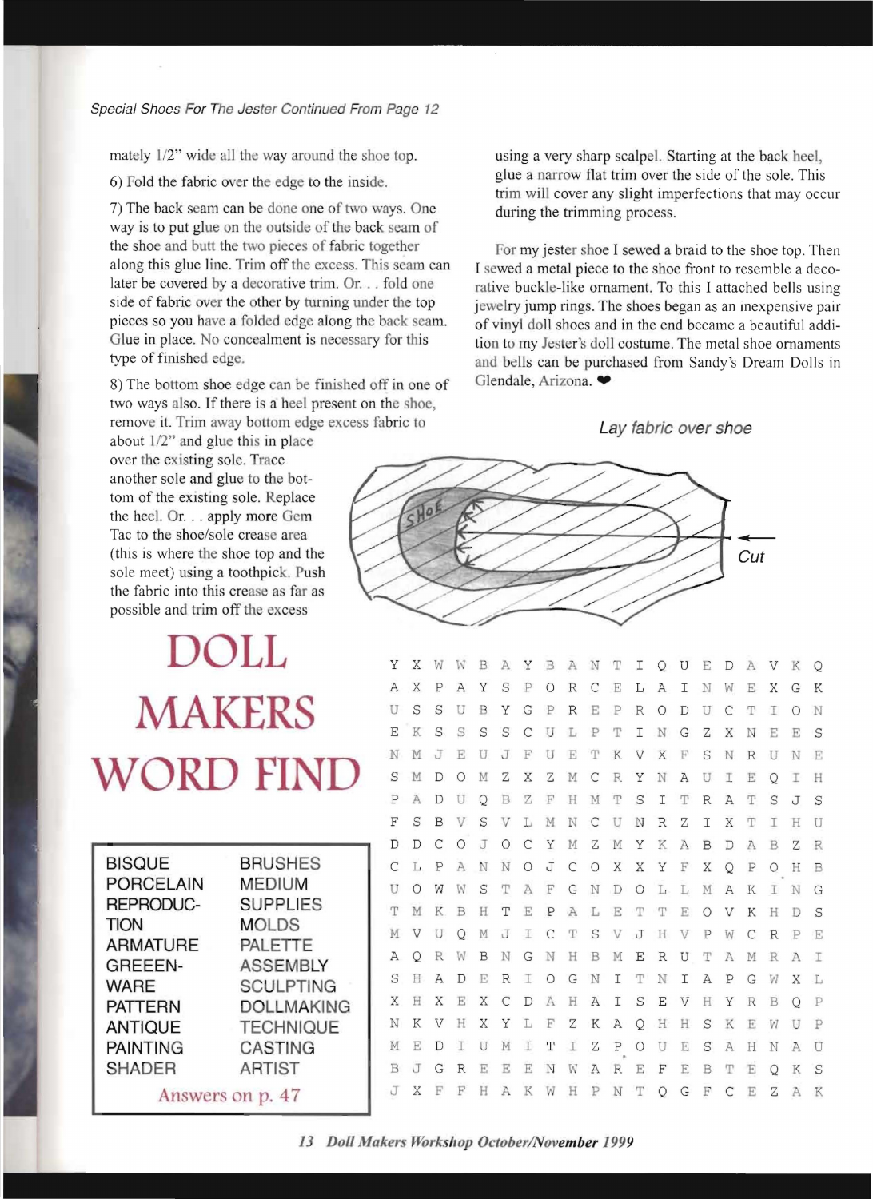*Special Shoes For The Jester Continued From Page 12*

mately 1/2" wide all the way around the shoe top.

6) Fold the fabric over the edge to the inside.

7) The back seam can be done one of two ways. One way is to put glue on the outside of the back seam of the shoe and butt the two pieces of fabric together along this glue line. Trim off the excess. This seam can later be covered by a decorative trim. Or. . . fold one side of fabric over the other by turning under the top pieces so you have a folded edge along the back seam. Glue in place. No concealment is necessary for this type of finished edge.

8) The bottom shoe edge can be finished off in one of two ways also. If there is a heel present on the shoe, remove it. Trim away bottom edge excess fabric to about 1/2" and glue this in place over the existing sole. Trace another sole and glue to the bottom of the existing sole. Replace the heel. Or. . . apply more Gem Tac to the shoe/sole crease area (this is where the shoe top and the sole meet) using a toothpick. Push the fabric into this crease as far as possible and trim off the excess using a very sharp scalpel. Starting at the back heel, glue a narrow flat trim over the side of the sole. This trim will cover any slight imperfections that may occur during the trimming process.

For my jester shoe I sewed a braid to the shoe top. Then I sewed a metal piece to the shoe front to resemble a decorative buckle-like ornament. To this I attached bells using jewelry jump rings. The shoes began as an inexpensive pair of vinyl doll shoes and in the end became a beautiful addition to my Jester's doll costume. The metal shoe ornaments and bells can be purchased from Sandy's Dream Dolls in Glendale, Arizona. ❤

*Lay fabric over shoe*

SHOE

Cut

# DOLL MAKERS WORD FIND

```
Y X W W B A Y B A N T I Q U E D A V K Q
A X P A Y S P O R C E L A I N W E X G K
U S S U B Y G P R E P R O D U C T I O N
E K S S S S C U L P T I N G Z X N E E S
N M J E U J F U E T K V X F S N R U N E
S M D O M Z X Z M C R Y N A U I E Q I H
P A D U Q B Z F H M T S I T R A T S J S
F S B V S V L M N C U N R Z I X T I H U
D D C O J O C Y M Z M Y K A B D A B Z R
C L P A N N O J C O X X Y F X Q P O H B
U O W W S T A F G N D O L L M A K I N G
T M K B H T E P A L E T T E O V K H D S
M V U Q M J I C T S V J H V P W C R P E
A Q R W B N G N H B M E R U T A M R A I
S H A D E R I O G N I T N I A P G W X L
X H X E X C D A H A I S E V H Y R B Q P
N K V H X Y L F Z K A Q H H S K E W U P
M E D I U M I T I Z P O U E S A H N A U
B J G R E E E N W A R E F E B T E Q K S
J X F F H A K W H P N T Q G F C E Z A K
```

| | |
|---|---|
| BISQUE | BRUSHES |
| PORCELAIN | MEDIUM |
| REPRODUC-TION | SUPPLIES |
| ARMATURE | MOLDS |
| GREEEN-WARE | PALETTE |
| PATTERN | ASSEMBLY |
| ANTIQUE | SCULPTING |
| PAINTING | DOLLMAKING |
| SHADER | TECHNIQUE |
| | CASTING |
| | ARTIST |

Answers on p. 47